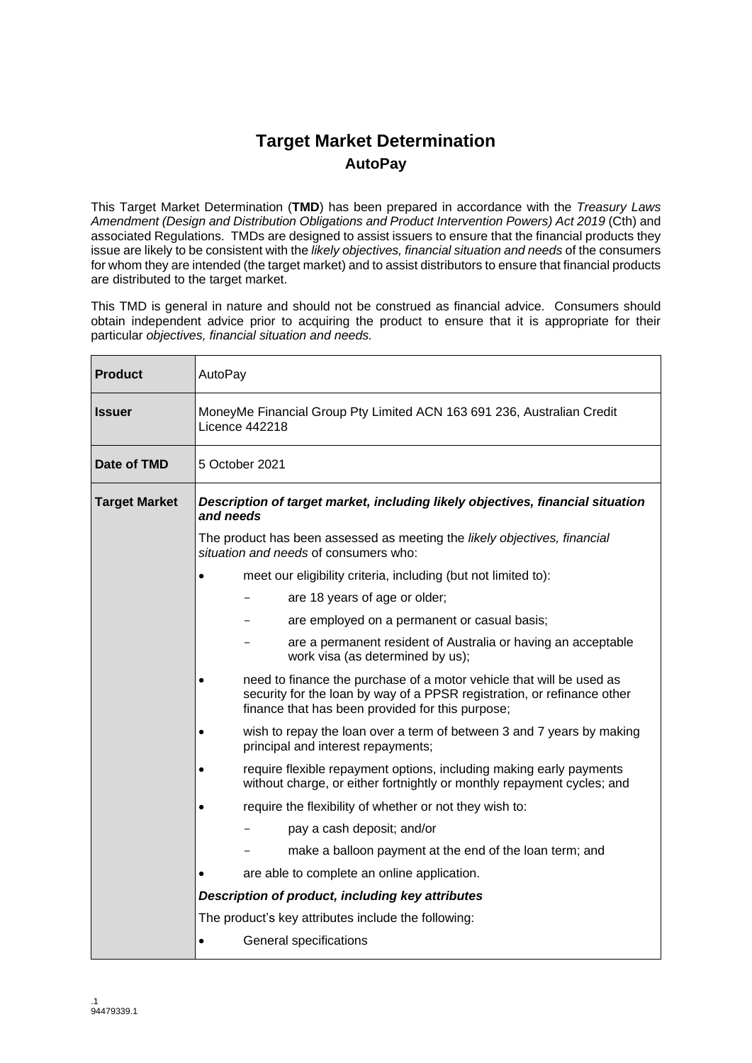# Target Market Determination

## AutoPay

This Target Market Determination (**TMD**) has been prepared in accordance with the *Treasury Laws Amendment (Design and Distribution Obligations and Product Intervention Powers) Act 2019* (Cth) and associated Regulations. TMDs are designed to assist issuers to ensure that the financial products they issue are likely to be consistent with the *likely objectives, financial situation and needs* of the consumers for whom they are intended (the target market) and to assist distributors to ensure that financial products are distributed to the target market.

This TMD is general in nature and should not be construed as financial advice. Consumers should obtain independent advice prior to acquiring the product to ensure that it is appropriate for their particular *objectives, financial situation and needs.*

| | |
|---|---|
| **Product** | AutoPay |
| **Issuer** | MoneyMe Financial Group Pty Limited ACN 163 691 236, Australian Credit Licence 442218 |
| **Date of TMD** | 5 October 2021 |
| **Target Market** | ***Description of target market, including likely objectives, financial situation and needs***<br><br>The product has been assessed as meeting the *likely objectives, financial situation and needs* of consumers who:<br><br>• meet our eligibility criteria, including (but not limited to):<br>&nbsp;&nbsp;&nbsp;&nbsp;– are 18 years of age or older;<br>&nbsp;&nbsp;&nbsp;&nbsp;– are employed on a permanent or casual basis;<br>&nbsp;&nbsp;&nbsp;&nbsp;– are a permanent resident of Australia or having an acceptable work visa (as determined by us);<br>• need to finance the purchase of a motor vehicle that will be used as security for the loan by way of a PPSR registration, or refinance other finance that has been provided for this purpose;<br>• wish to repay the loan over a term of between 3 and 7 years by making principal and interest repayments;<br>• require flexible repayment options, including making early payments without charge, or either fortnightly or monthly repayment cycles; and<br>• require the flexibility of whether or not they wish to:<br>&nbsp;&nbsp;&nbsp;&nbsp;– pay a cash deposit; and/or<br>&nbsp;&nbsp;&nbsp;&nbsp;– make a balloon payment at the end of the loan term; and<br>• are able to complete an online application.<br><br>***Description of product, including key attributes***<br><br>The product's key attributes include the following:<br><br>• General specifications |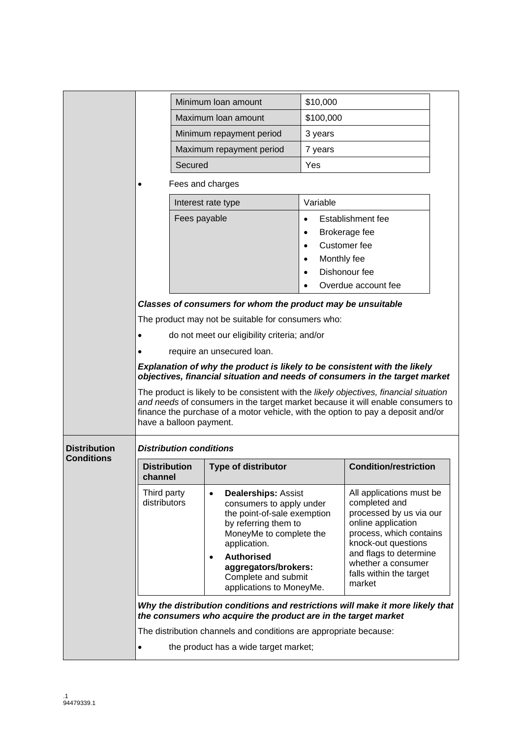| Minimum loan amount | $10,000 |
| --- | --- |
| Maximum loan amount | $100,000 |
| Minimum repayment period | 3 years |
| Maximum repayment period | 7 years |
| Secured | Yes |

- Fees and charges

| Interest rate type | Variable |
| --- | --- |
| Fees payable | • Establishment fee<br>• Brokerage fee<br>• Customer fee<br>• Monthly fee<br>• Dishonour fee<br>• Overdue account fee |

***Classes of consumers for whom the product may be unsuitable***

The product may not be suitable for consumers who:

- do not meet our eligibility criteria; and/or
- require an unsecured loan.

***Explanation of why the product is likely to be consistent with the likely objectives, financial situation and needs of consumers in the target market***

The product is likely to be consistent with the *likely objectives, financial situation and needs* of consumers in the target market because it will enable consumers to finance the purchase of a motor vehicle, with the option to pay a deposit and/or have a balloon payment.

## Distribution Conditions

***Distribution conditions***

| Distribution channel | Type of distributor | Condition/restriction |
| --- | --- | --- |
| Third party distributors | • **Dealerships:** Assist consumers to apply under the point-of-sale exemption by referring them to MoneyMe to complete the application.<br>• **Authorised aggregators/brokers:** Complete and submit applications to MoneyMe. | All applications must be completed and processed by us via our online application process, which contains knock-out questions and flags to determine whether a consumer falls within the target market |

***Why the distribution conditions and restrictions will make it more likely that the consumers who acquire the product are in the target market***

The distribution channels and conditions are appropriate because:

- the product has a wide target market;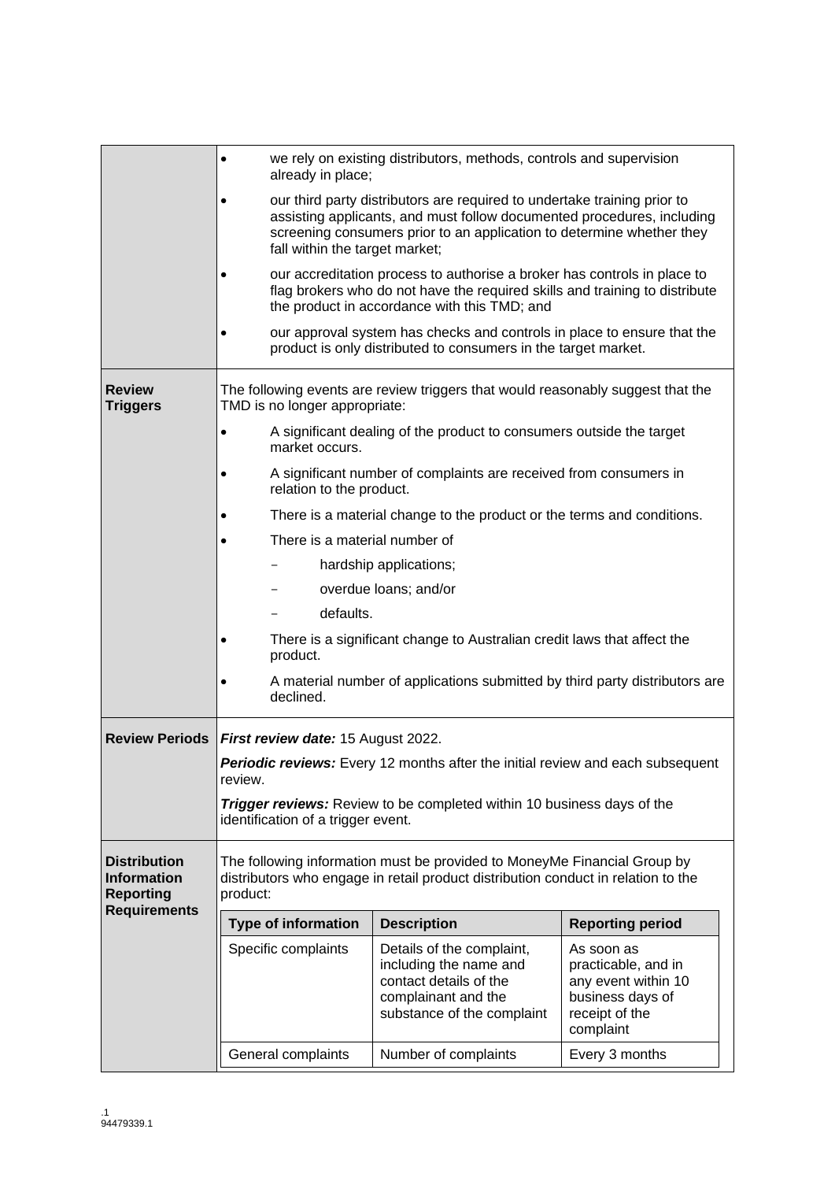| | |
|---|---|
| | • we rely on existing distributors, methods, controls and supervision already in place;<br>• our third party distributors are required to undertake training prior to assisting applicants, and must follow documented procedures, including screening consumers prior to an application to determine whether they fall within the target market;<br>• our accreditation process to authorise a broker has controls in place to flag brokers who do not have the required skills and training to distribute the product in accordance with this TMD; and<br>• our approval system has checks and controls in place to ensure that the product is only distributed to consumers in the target market. |
| **Review Triggers** | The following events are review triggers that would reasonably suggest that the TMD is no longer appropriate:<br>• A significant dealing of the product to consumers outside the target market occurs.<br>• A significant number of complaints are received from consumers in relation to the product.<br>• There is a material change to the product or the terms and conditions.<br>• There is a material number of<br>&nbsp;&nbsp;&nbsp;&nbsp;– hardship applications;<br>&nbsp;&nbsp;&nbsp;&nbsp;– overdue loans; and/or<br>&nbsp;&nbsp;&nbsp;&nbsp;– defaults.<br>• There is a significant change to Australian credit laws that affect the product.<br>• A material number of applications submitted by third party distributors are declined. |
| **Review Periods** | ***First review date:*** 15 August 2022.<br>***Periodic reviews:*** Every 12 months after the initial review and each subsequent review.<br>***Trigger reviews:*** Review to be completed within 10 business days of the identification of a trigger event. |
| **Distribution Information Reporting Requirements** | The following information must be provided to MoneyMe Financial Group by distributors who engage in retail product distribution conduct in relation to the product: |

| Type of information | Description | Reporting period |
|---|---|---|
| Specific complaints | Details of the complaint, including the name and contact details of the complainant and the substance of the complaint | As soon as practicable, and in any event within 10 business days of receipt of the complaint |
| General complaints | Number of complaints | Every 3 months |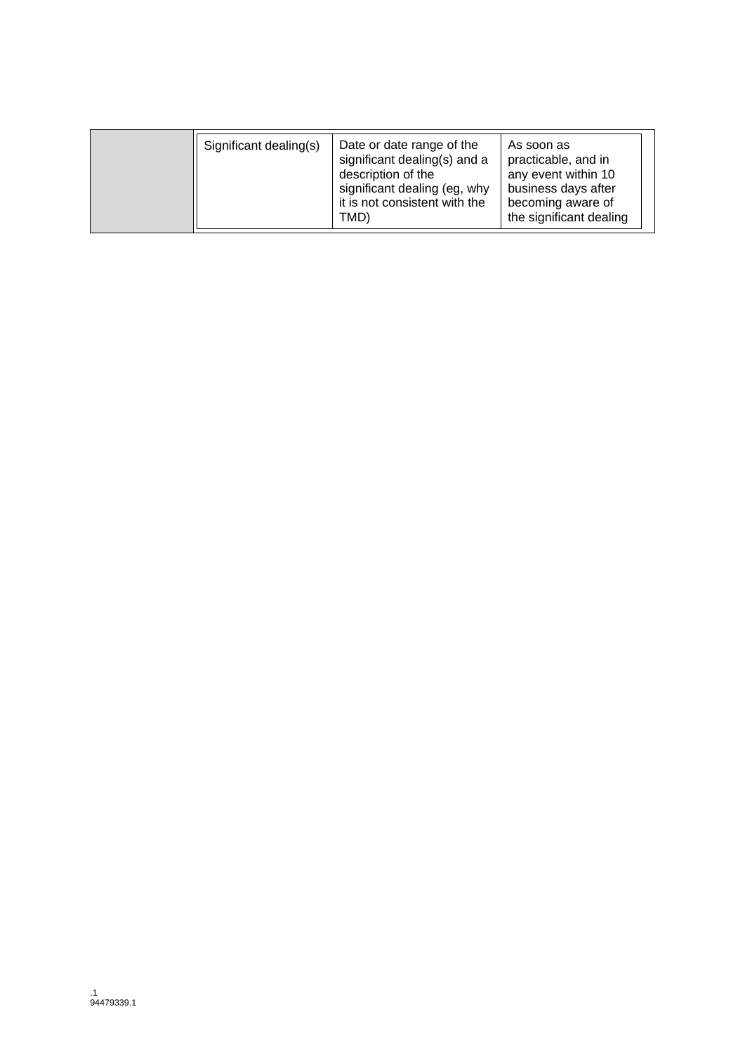| | | | |
|---|---|---|---|
| | Significant dealing(s) | Date or date range of the significant dealing(s) and a description of the significant dealing (eg, why it is not consistent with the TMD) | As soon as practicable, and in any event within 10 business days after becoming aware of the significant dealing |